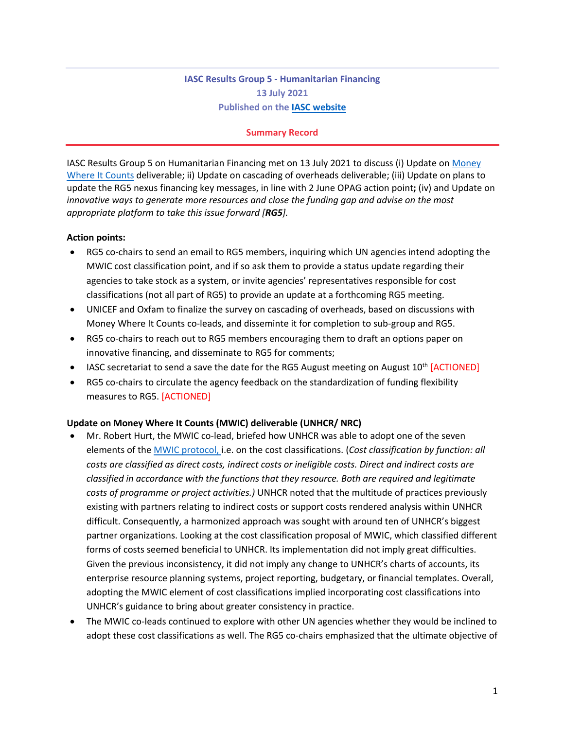**IASC Results Group 5 - Humanitarian Financing**

**13 July 2021**

**Published on the IASC website**

**Summary Record**

IASC Results Group 5 on Humanitarian Financing met on 13 July 2021 to discuss (i) Update on Money Where It Counts deliverable; ii) Update on cascading of overheads deliverable; (iii) Update on plans to update the RG5 nexus financing key messages, in line with 2 June OPAG action point**;** (iv) and Update on *innovative ways to generate more resources and close the funding gap and advise on the most appropriate platform to take this issue forward [**RG5**].*

**Action points:**

- RG5 co-chairs to send an email to RG5 members, inquiring which UN agencies intend adopting the MWIC cost classification point, and if so ask them to provide a status update regarding their agencies to take stock as a system, or invite agencies' representatives responsible for cost classifications (not all part of RG5) to provide an update at a forthcoming RG5 meeting.
- UNICEF and Oxfam to finalize the survey on cascading of overheads, based on discussions with Money Where It Counts co-leads, and disseminte it for completion to sub-group and RG5.
- RG5 co-chairs to reach out to RG5 members encouraging them to draft an options paper on innovative financing, and disseminate to RG5 for comments;
- IASC secretariat to send a save the date for the RG5 August meeting on August 10th [ACTIONED]
- RG5 co-chairs to circulate the agency feedback on the standardization of funding flexibility measures to RG5. [ACTIONED]

**Update on Money Where It Counts (MWIC) deliverable (UNHCR/ NRC)**

- Mr. Robert Hurt, the MWIC co-lead, briefed how UNHCR was able to adopt one of the seven elements of the MWIC protocol, i.e. on the cost classifications. (*Cost classification by function: all costs are classified as direct costs, indirect costs or ineligible costs. Direct and indirect costs are classified in accordance with the functions that they resource. Both are required and legitimate costs of programme or project activities.)* UNHCR noted that the multitude of practices previously existing with partners relating to indirect costs or support costs rendered analysis within UNHCR difficult. Consequently, a harmonized approach was sought with around ten of UNHCR's biggest partner organizations. Looking at the cost classification proposal of MWIC, which classified different forms of costs seemed beneficial to UNHCR. Its implementation did not imply great difficulties. Given the previous inconsistency, it did not imply any change to UNHCR's charts of accounts, its enterprise resource planning systems, project reporting, budgetary, or financial templates. Overall, adopting the MWIC element of cost classifications implied incorporating cost classifications into UNHCR's guidance to bring about greater consistency in practice.
- The MWIC co-leads continued to explore with other UN agencies whether they would be inclined to adopt these cost classifications as well. The RG5 co-chairs emphasized that the ultimate objective of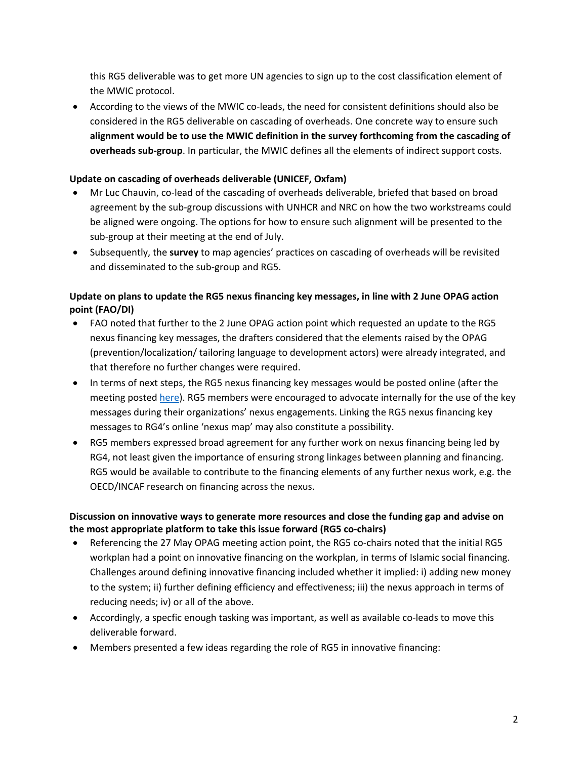this RG5 deliverable was to get more UN agencies to sign up to the cost classification element of the MWIC protocol.

- According to the views of the MWIC co-leads, the need for consistent definitions should also be considered in the RG5 deliverable on cascading of overheads. One concrete way to ensure such **alignment would be to use the MWIC definition in the survey forthcoming from the cascading of overheads sub-group**. In particular, the MWIC defines all the elements of indirect support costs.

**Update on cascading of overheads deliverable (UNICEF, Oxfam)**

- Mr Luc Chauvin, co-lead of the cascading of overheads deliverable, briefed that based on broad agreement by the sub-group discussions with UNHCR and NRC on how the two workstreams could be aligned were ongoing. The options for how to ensure such alignment will be presented to the sub-group at their meeting at the end of July.
- Subsequently, the **survey** to map agencies' practices on cascading of overheads will be revisited and disseminated to the sub-group and RG5.

**Update on plans to update the RG5 nexus financing key messages, in line with 2 June OPAG action point (FAO/DI)**

- FAO noted that further to the 2 June OPAG action point which requested an update to the RG5 nexus financing key messages, the drafters considered that the elements raised by the OPAG (prevention/localization/ tailoring language to development actors) were already integrated, and that therefore no further changes were required.
- In terms of next steps, the RG5 nexus financing key messages would be posted online (after the meeting posted here). RG5 members were encouraged to advocate internally for the use of the key messages during their organizations' nexus engagements. Linking the RG5 nexus financing key messages to RG4's online 'nexus map' may also constitute a possibility.
- RG5 members expressed broad agreement for any further work on nexus financing being led by RG4, not least given the importance of ensuring strong linkages between planning and financing. RG5 would be available to contribute to the financing elements of any further nexus work, e.g. the OECD/INCAF research on financing across the nexus.

**Discussion on innovative ways to generate more resources and close the funding gap and advise on the most appropriate platform to take this issue forward (RG5 co-chairs)**

- Referencing the 27 May OPAG meeting action point, the RG5 co-chairs noted that the initial RG5 workplan had a point on innovative financing on the workplan, in terms of Islamic social financing. Challenges around defining innovative financing included whether it implied: i) adding new money to the system; ii) further defining efficiency and effectiveness; iii) the nexus approach in terms of reducing needs; iv) or all of the above.
- Accordingly, a specfic enough tasking was important, as well as available co-leads to move this deliverable forward.
- Members presented a few ideas regarding the role of RG5 in innovative financing: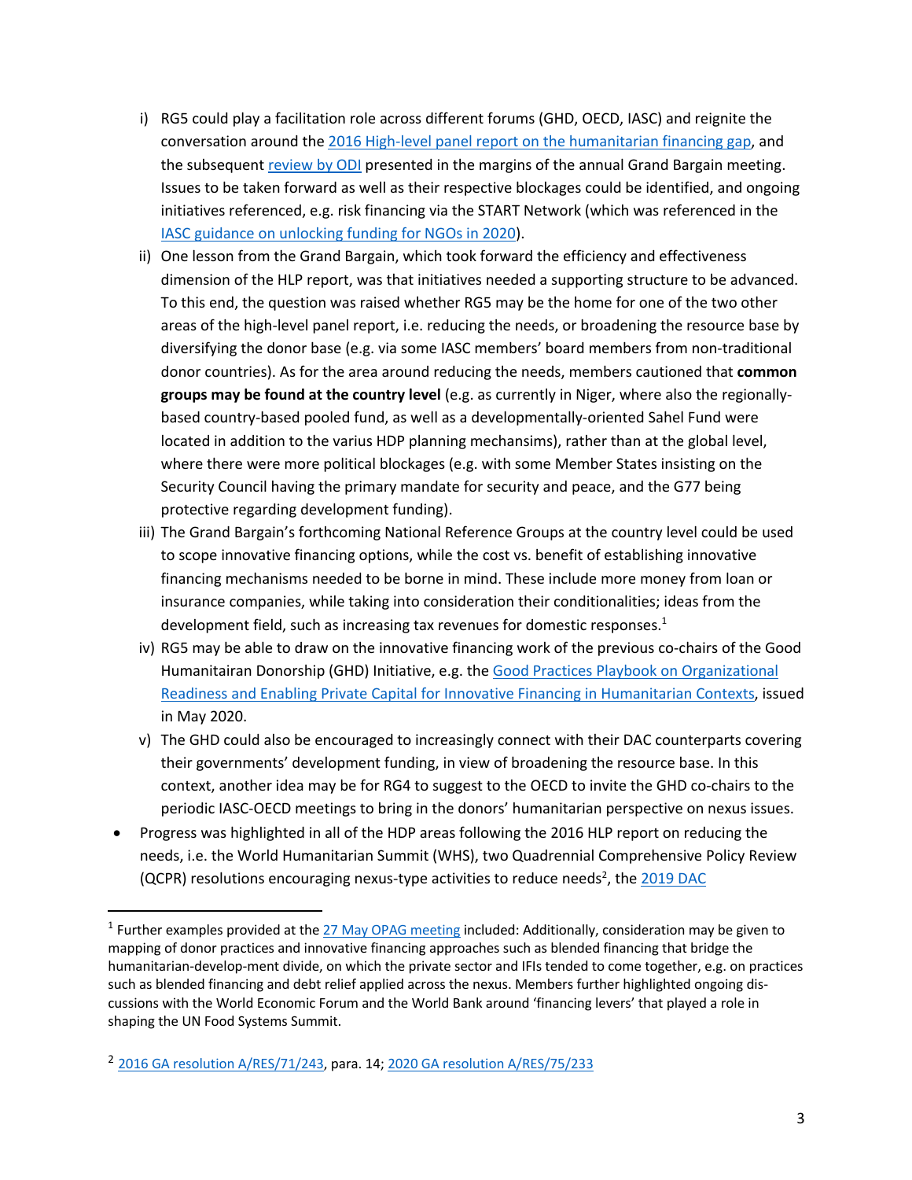i) RG5 could play a facilitation role across different forums (GHD, OECD, IASC) and reignite the conversation around the 2016 High-level panel report on the humanitarian financing gap, and the subsequent review by ODI presented in the margins of the annual Grand Bargain meeting. Issues to be taken forward as well as their respective blockages could be identified, and ongoing initiatives referenced, e.g. risk financing via the START Network (which was referenced in the IASC guidance on unlocking funding for NGOs in 2020).

ii) One lesson from the Grand Bargain, which took forward the efficiency and effectiveness dimension of the HLP report, was that initiatives needed a supporting structure to be advanced. To this end, the question was raised whether RG5 may be the home for one of the two other areas of the high-level panel report, i.e. reducing the needs, or broadening the resource base by diversifying the donor base (e.g. via some IASC members' board members from non-traditional donor countries). As for the area around reducing the needs, members cautioned that **common groups may be found at the country level** (e.g. as currently in Niger, where also the regionally-based country-based pooled fund, as well as a developmentally-oriented Sahel Fund were located in addition to the varius HDP planning mechansims), rather than at the global level, where there were more political blockages (e.g. with some Member States insisting on the Security Council having the primary mandate for security and peace, and the G77 being protective regarding development funding).

iii) The Grand Bargain's forthcoming National Reference Groups at the country level could be used to scope innovative financing options, while the cost vs. benefit of establishing innovative financing mechanisms needed to be borne in mind. These include more money from loan or insurance companies, while taking into consideration their conditionalities; ideas from the development field, such as increasing tax revenues for domestic responses.[1]

iv) RG5 may be able to draw on the innovative financing work of the previous co-chairs of the Good Humanitairan Donorship (GHD) Initiative, e.g. the Good Practices Playbook on Organizational Readiness and Enabling Private Capital for Innovative Financing in Humanitarian Contexts, issued in May 2020.

v) The GHD could also be encouraged to increasingly connect with their DAC counterparts covering their governments' development funding, in view of broadening the resource base. In this context, another idea may be for RG4 to suggest to the OECD to invite the GHD co-chairs to the periodic IASC-OECD meetings to bring in the donors' humanitarian perspective on nexus issues.

- Progress was highlighted in all of the HDP areas following the 2016 HLP report on reducing the needs, i.e. the World Humanitarian Summit (WHS), two Quadrennial Comprehensive Policy Review (QCPR) resolutions encouraging nexus-type activities to reduce needs[2], the 2019 DAC

---

[1] Further examples provided at the 27 May OPAG meeting included: Additionally, consideration may be given to mapping of donor practices and innovative financing approaches such as blended financing that bridge the humanitarian-develop-ment divide, on which the private sector and IFIs tended to come together, e.g. on practices such as blended financing and debt relief applied across the nexus. Members further highlighted ongoing dis-cussions with the World Economic Forum and the World Bank around 'financing levers' that played a role in shaping the UN Food Systems Summit.

[2] 2016 GA resolution A/RES/71/243, para. 14; 2020 GA resolution A/RES/75/233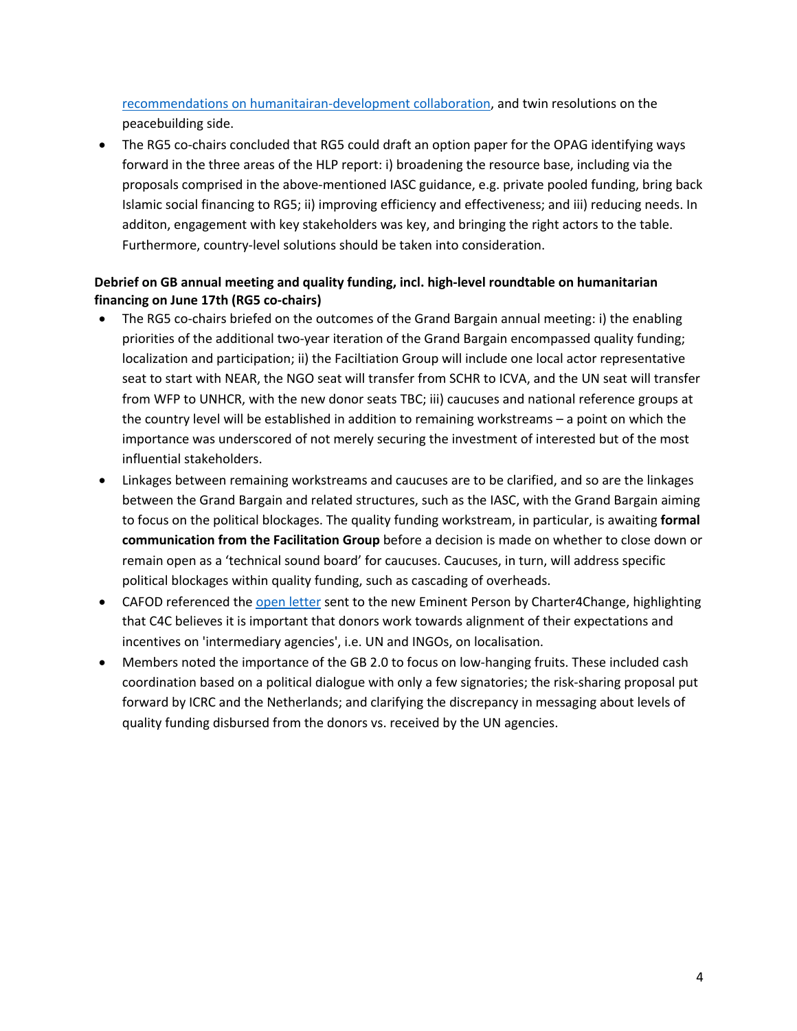recommendations on humanitairan-development collaboration, and twin resolutions on the peacebuilding side.

- The RG5 co-chairs concluded that RG5 could draft an option paper for the OPAG identifying ways forward in the three areas of the HLP report: i) broadening the resource base, including via the proposals comprised in the above-mentioned IASC guidance, e.g. private pooled funding, bring back Islamic social financing to RG5; ii) improving efficiency and effectiveness; and iii) reducing needs. In additon, engagement with key stakeholders was key, and bringing the right actors to the table. Furthermore, country-level solutions should be taken into consideration.

**Debrief on GB annual meeting and quality funding, incl. high-level roundtable on humanitarian financing on June 17th (RG5 co-chairs)**

- The RG5 co-chairs briefed on the outcomes of the Grand Bargain annual meeting: i) the enabling priorities of the additional two-year iteration of the Grand Bargain encompassed quality funding; localization and participation; ii) the Faciltiation Group will include one local actor representative seat to start with NEAR, the NGO seat will transfer from SCHR to ICVA, and the UN seat will transfer from WFP to UNHCR, with the new donor seats TBC; iii) caucuses and national reference groups at the country level will be established in addition to remaining workstreams – a point on which the importance was underscored of not merely securing the investment of interested but of the most influential stakeholders.
- Linkages between remaining workstreams and caucuses are to be clarified, and so are the linkages between the Grand Bargain and related structures, such as the IASC, with the Grand Bargain aiming to focus on the political blockages. The quality funding workstream, in particular, is awaiting **formal communication from the Facilitation Group** before a decision is made on whether to close down or remain open as a 'technical sound board' for caucuses. Caucuses, in turn, will address specific political blockages within quality funding, such as cascading of overheads.
- CAFOD referenced the open letter sent to the new Eminent Person by Charter4Change, highlighting that C4C believes it is important that donors work towards alignment of their expectations and incentives on 'intermediary agencies', i.e. UN and INGOs, on localisation.
- Members noted the importance of the GB 2.0 to focus on low-hanging fruits. These included cash coordination based on a political dialogue with only a few signatories; the risk-sharing proposal put forward by ICRC and the Netherlands; and clarifying the discrepancy in messaging about levels of quality funding disbursed from the donors vs. received by the UN agencies.